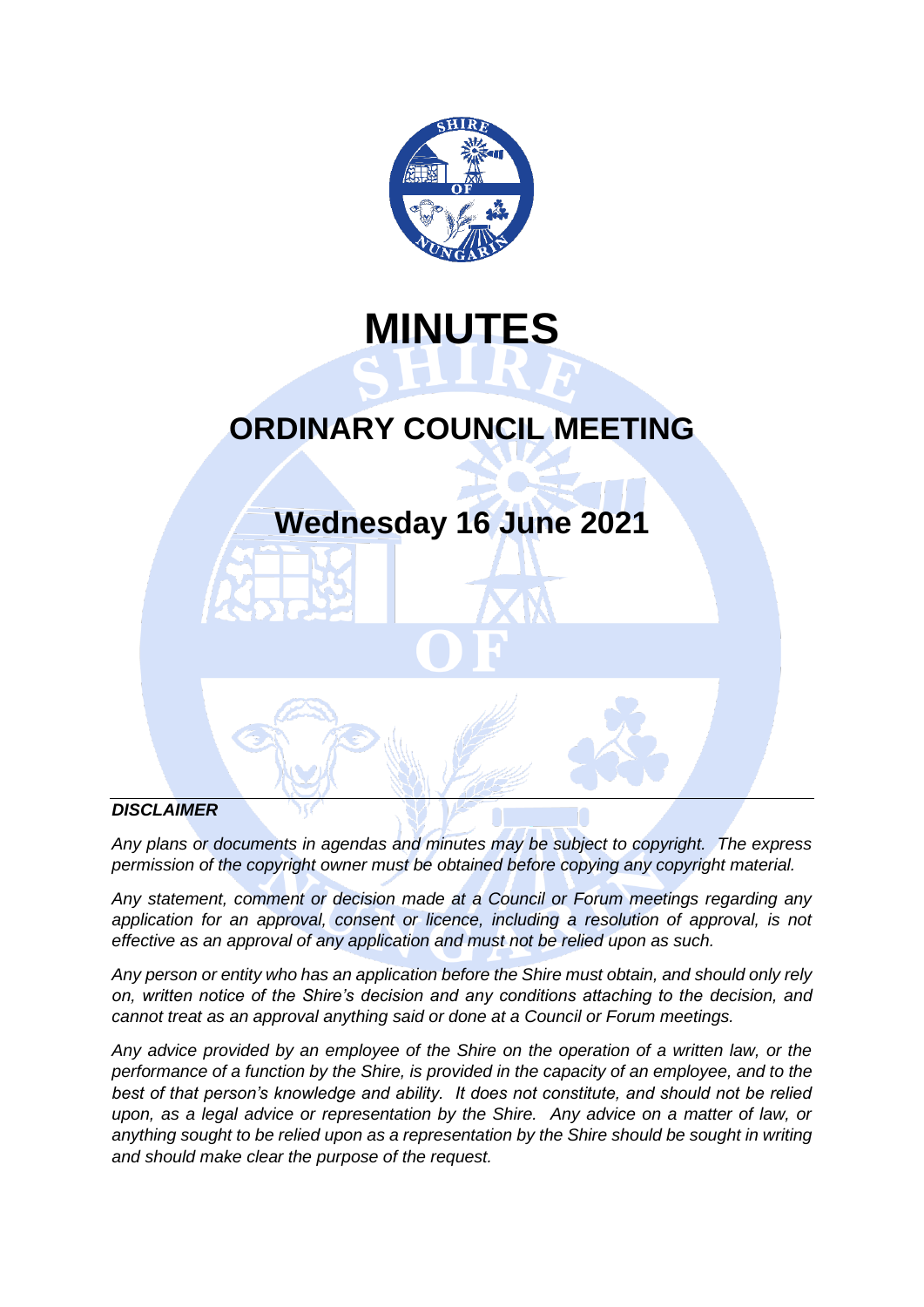# MINUTES

## ORDINARY COUNCIL MEETING

## Wednesday 16 June 2021

***DISCLAIMER***

*Any plans or documents in agendas and minutes may be subject to copyright. The express permission of the copyright owner must be obtained before copying any copyright material.*

*Any statement, comment or decision made at a Council or Forum meetings regarding any application for an approval, consent or licence, including a resolution of approval, is not effective as an approval of any application and must not be relied upon as such.*

*Any person or entity who has an application before the Shire must obtain, and should only rely on, written notice of the Shire's decision and any conditions attaching to the decision, and cannot treat as an approval anything said or done at a Council or Forum meetings.*

*Any advice provided by an employee of the Shire on the operation of a written law, or the performance of a function by the Shire, is provided in the capacity of an employee, and to the best of that person's knowledge and ability. It does not constitute, and should not be relied upon, as a legal advice or representation by the Shire. Any advice on a matter of law, or anything sought to be relied upon as a representation by the Shire should be sought in writing and should make clear the purpose of the request.*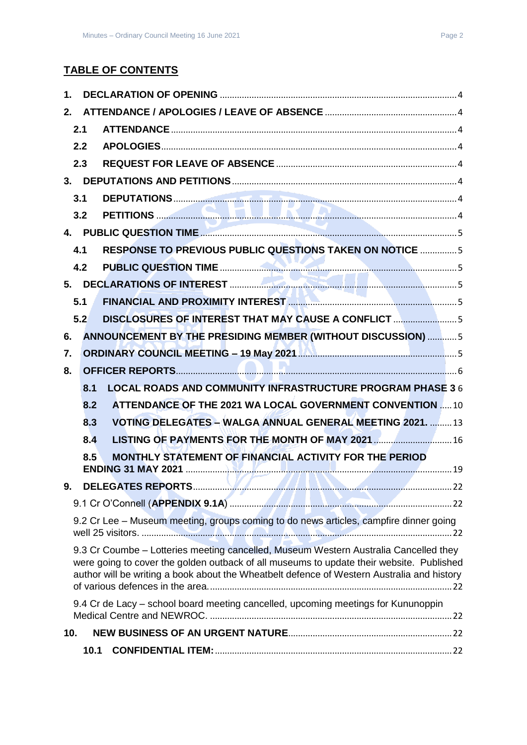## TABLE OF CONTENTS

1. **DECLARATION OF OPENING** ........ 4
2. **ATTENDANCE / APOLOGIES / LEAVE OF ABSENCE** ........ 4
   - **2.1 ATTENDANCE** ........ 4
   - **2.2 APOLOGIES** ........ 4
   - **2.3 REQUEST FOR LEAVE OF ABSENCE** ........ 4
3. **DEPUTATIONS AND PETITIONS** ........ 4
   - **3.1 DEPUTATIONS** ........ 4
   - **3.2 PETITIONS** ........ 4
4. **PUBLIC QUESTION TIME** ........ 5
   - **4.1 RESPONSE TO PREVIOUS PUBLIC QUESTIONS TAKEN ON NOTICE** ........ 5
   - **4.2 PUBLIC QUESTION TIME** ........ 5
5. **DECLARATIONS OF INTEREST** ........ 5
   - **5.1 FINANCIAL AND PROXIMITY INTEREST** ........ 5
   - **5.2 DISCLOSURES OF INTEREST THAT MAY CAUSE A CONFLICT** ........ 5
6. **ANNOUNCEMENT BY THE PRESIDING MEMBER (WITHOUT DISCUSSION)** ........ 5
7. **ORDINARY COUNCIL MEETING – 19 May 2021** ........ 5
8. **OFFICER REPORTS** ........ 6
   - **8.1 LOCAL ROADS AND COMMUNITY INFRASTRUCTURE PROGRAM PHASE 3** 6
   - **8.2 ATTENDANCE OF THE 2021 WA LOCAL GOVERNMENT CONVENTION** ........ 10
   - **8.3 VOTING DELEGATES – WALGA ANNUAL GENERAL MEETING 2021.** ........ 13
   - **8.4 LISTING OF PAYMENTS FOR THE MONTH OF MAY 2021** ........ 16
   - **8.5 MONTHLY STATEMENT OF FINANCIAL ACTIVITY FOR THE PERIOD ENDING 31 MAY 2021** ........ 19
9. **DELEGATES REPORTS** ........ 22
   - 9.1 Cr O'Connell (**APPENDIX 9.1A**) ........ 22
   - 9.2 Cr Lee – Museum meeting, groups coming to do news articles, campfire dinner going well 25 visitors. ........ 22
   - 9.3 Cr Coumbe – Lotteries meeting cancelled, Museum Western Australia Cancelled they were going to cover the golden outback of all museums to update their website. Published author will be writing a book about the Wheatbelt defence of Western Australia and history of various defences in the area. ........ 22
   - 9.4 Cr de Lacy – school board meeting cancelled, upcoming meetings for Kununoppin Medical Centre and NEWROC. ........ 22
10. **NEW BUSINESS OF AN URGENT NATURE** ........ 22
    - **10.1 CONFIDENTIAL ITEM:** ........ 22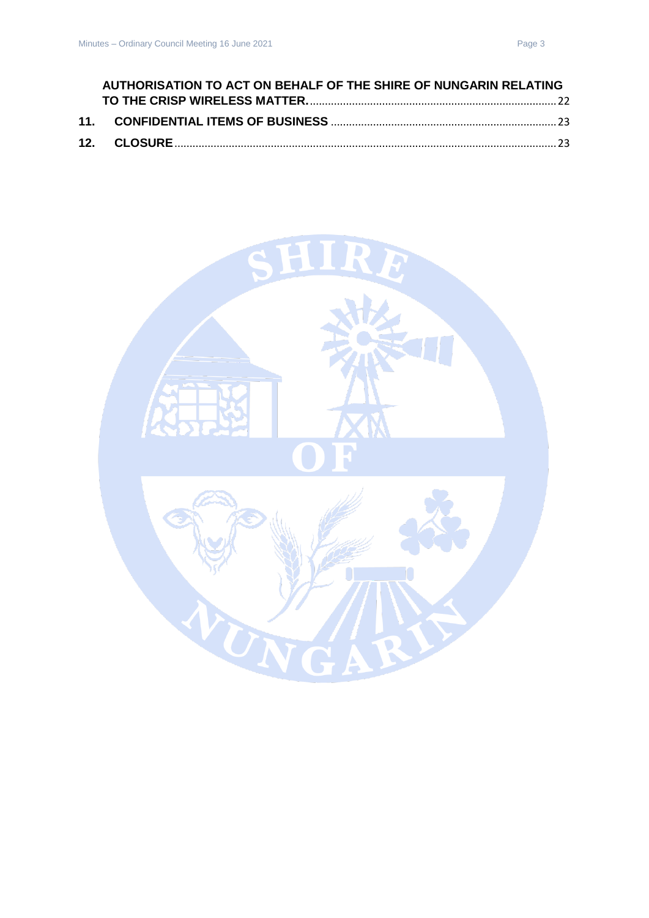AUTHORISATION TO ACT ON BEHALF OF THE SHIRE OF NUNGARIN RELATING TO THE CRISP WIRELESS MATTER. ........ 22

11. CONFIDENTIAL ITEMS OF BUSINESS ........ 23

12. CLOSURE ........ 23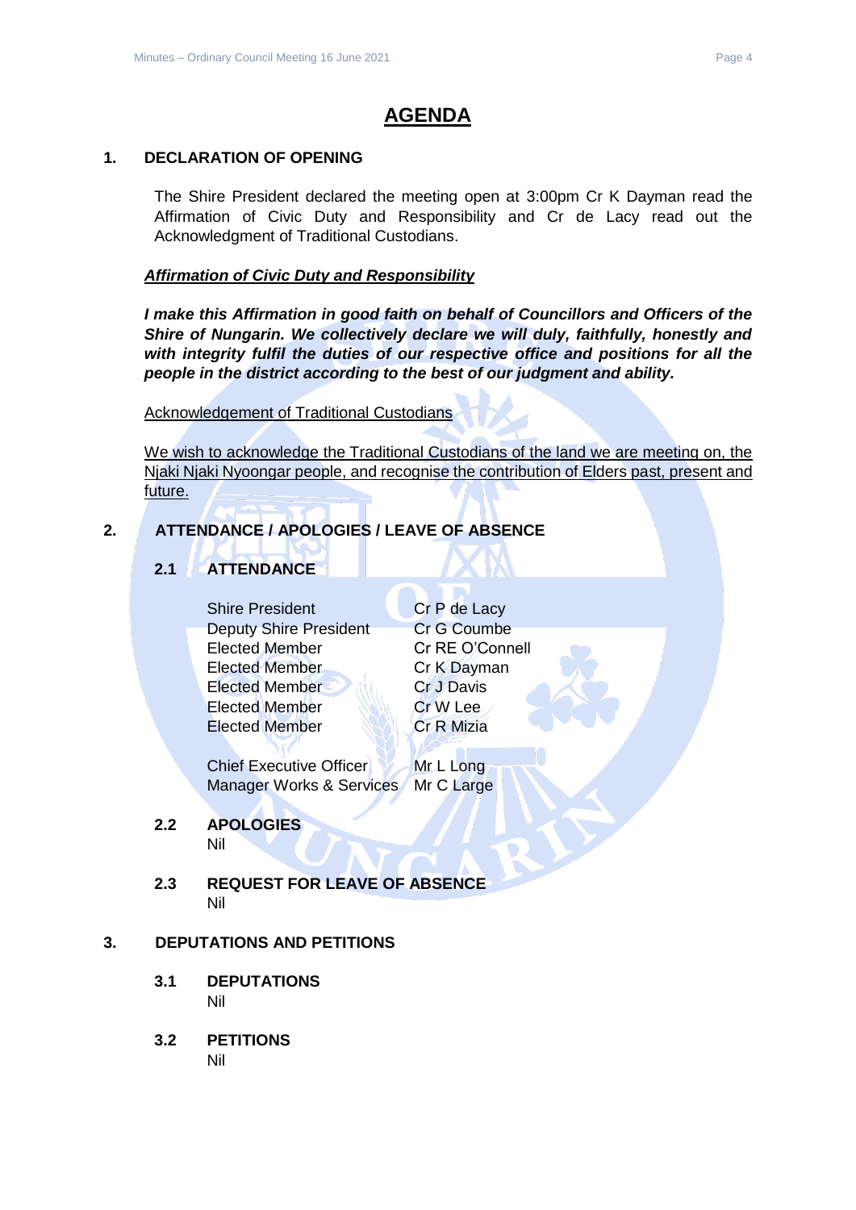# AGENDA

## 1. DECLARATION OF OPENING

The Shire President declared the meeting open at 3:00pm Cr K Dayman read the Affirmation of Civic Duty and Responsibility and Cr de Lacy read out the Acknowledgment of Traditional Custodians.

***Affirmation of Civic Duty and Responsibility***

***I make this Affirmation in good faith on behalf of Councillors and Officers of the Shire of Nungarin. We collectively declare we will duly, faithfully, honestly and with integrity fulfil the duties of our respective office and positions for all the people in the district according to the best of our judgment and ability.***

Acknowledgement of Traditional Custodians

We wish to acknowledge the Traditional Custodians of the land we are meeting on, the Njaki Njaki Nyoongar people, and recognise the contribution of Elders past, present and future.

## 2. ATTENDANCE / APOLOGIES / LEAVE OF ABSENCE

### 2.1 ATTENDANCE

| | |
|---|---|
| Shire President | Cr P de Lacy |
| Deputy Shire President | Cr G Coumbe |
| Elected Member | Cr RE O'Connell |
| Elected Member | Cr K Dayman |
| Elected Member | Cr J Davis |
| Elected Member | Cr W Lee |
| Elected Member | Cr R Mizia |
| Chief Executive Officer | Mr L Long |
| Manager Works & Services | Mr C Large |

### 2.2 APOLOGIES

Nil

### 2.3 REQUEST FOR LEAVE OF ABSENCE

Nil

## 3. DEPUTATIONS AND PETITIONS

### 3.1 DEPUTATIONS

Nil

### 3.2 PETITIONS

Nil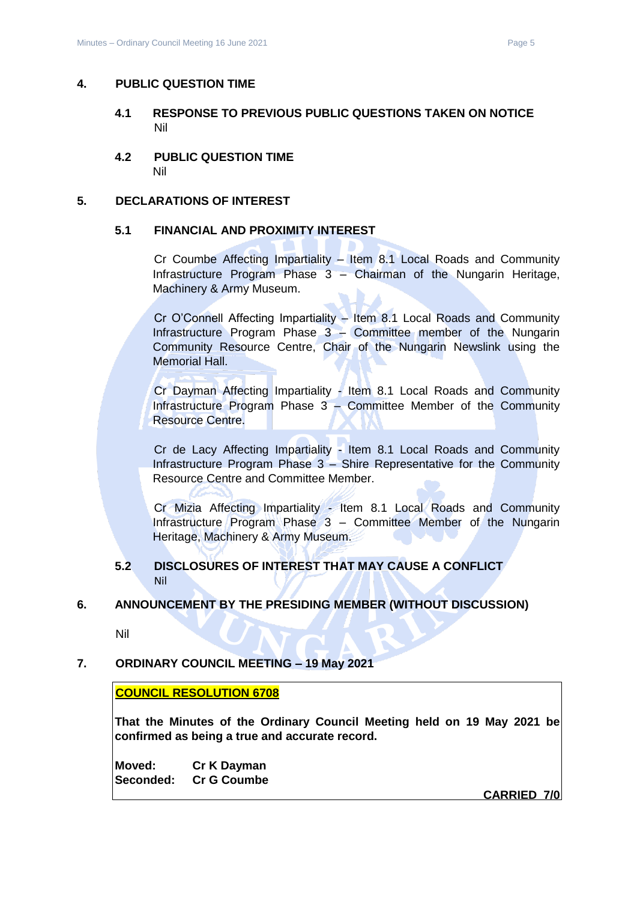## 4. PUBLIC QUESTION TIME

### 4.1 RESPONSE TO PREVIOUS PUBLIC QUESTIONS TAKEN ON NOTICE

Nil

### 4.2 PUBLIC QUESTION TIME

Nil

## 5. DECLARATIONS OF INTEREST

### 5.1 FINANCIAL AND PROXIMITY INTEREST

Cr Coumbe Affecting Impartiality – Item 8.1 Local Roads and Community Infrastructure Program Phase 3 – Chairman of the Nungarin Heritage, Machinery & Army Museum.

Cr O'Connell Affecting Impartiality – Item 8.1 Local Roads and Community Infrastructure Program Phase 3 – Committee member of the Nungarin Community Resource Centre, Chair of the Nungarin Newslink using the Memorial Hall.

Cr Dayman Affecting Impartiality - Item 8.1 Local Roads and Community Infrastructure Program Phase 3 – Committee Member of the Community Resource Centre.

Cr de Lacy Affecting Impartiality - Item 8.1 Local Roads and Community Infrastructure Program Phase 3 – Shire Representative for the Community Resource Centre and Committee Member.

Cr Mizia Affecting Impartiality - Item 8.1 Local Roads and Community Infrastructure Program Phase 3 – Committee Member of the Nungarin Heritage, Machinery & Army Museum.

### 5.2 DISCLOSURES OF INTEREST THAT MAY CAUSE A CONFLICT

Nil

## 6. ANNOUNCEMENT BY THE PRESIDING MEMBER (WITHOUT DISCUSSION)

Nil

## 7. ORDINARY COUNCIL MEETING – 19 May 2021

**COUNCIL RESOLUTION 6708**

**That the Minutes of the Ordinary Council Meeting held on 19 May 2021 be confirmed as being a true and accurate record.**

**Moved:** **Cr K Dayman**
**Seconded:** **Cr G Coumbe**

**CARRIED 7/0**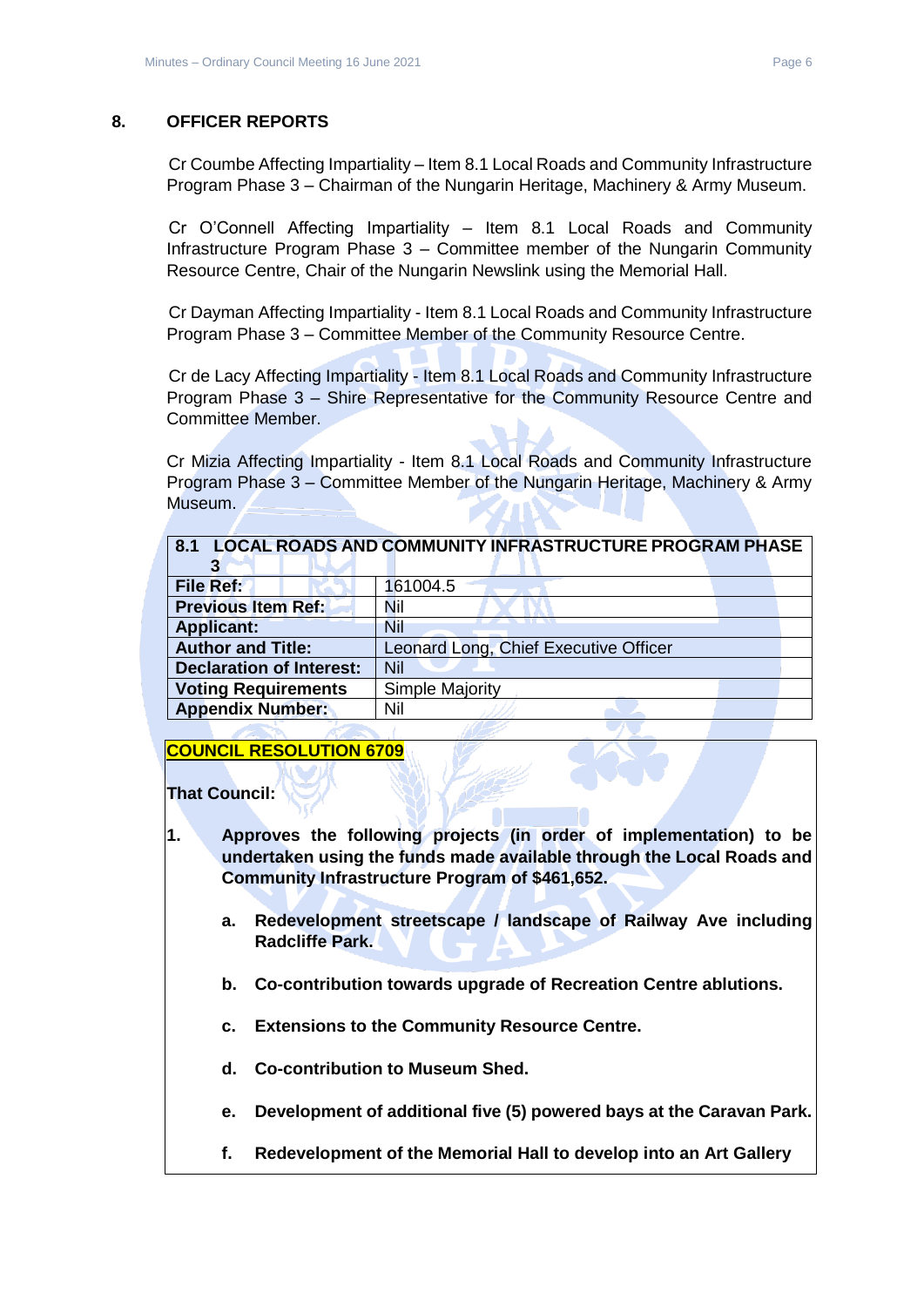## 8. OFFICER REPORTS

Cr Coumbe Affecting Impartiality – Item 8.1 Local Roads and Community Infrastructure Program Phase 3 – Chairman of the Nungarin Heritage, Machinery & Army Museum.

Cr O'Connell Affecting Impartiality – Item 8.1 Local Roads and Community Infrastructure Program Phase 3 – Committee member of the Nungarin Community Resource Centre, Chair of the Nungarin Newslink using the Memorial Hall.

Cr Dayman Affecting Impartiality - Item 8.1 Local Roads and Community Infrastructure Program Phase 3 – Committee Member of the Community Resource Centre.

Cr de Lacy Affecting Impartiality - Item 8.1 Local Roads and Community Infrastructure Program Phase 3 – Shire Representative for the Community Resource Centre and Committee Member.

Cr Mizia Affecting Impartiality - Item 8.1 Local Roads and Community Infrastructure Program Phase 3 – Committee Member of the Nungarin Heritage, Machinery & Army Museum.

| 8.1 LOCAL ROADS AND COMMUNITY INFRASTRUCTURE PROGRAM PHASE 3 | |
|---|---|
| **File Ref:** | 161004.5 |
| **Previous Item Ref:** | Nil |
| **Applicant:** | Nil |
| **Author and Title:** | Leonard Long, Chief Executive Officer |
| **Declaration of Interest:** | Nil |
| **Voting Requirements** | Simple Majority |
| **Appendix Number:** | Nil |

**COUNCIL RESOLUTION 6709**

**That Council:**

**1. Approves the following projects (in order of implementation) to be undertaken using the funds made available through the Local Roads and Community Infrastructure Program of $461,652.**

**a. Redevelopment streetscape / landscape of Railway Ave including Radcliffe Park.**

**b. Co-contribution towards upgrade of Recreation Centre ablutions.**

**c. Extensions to the Community Resource Centre.**

**d. Co-contribution to Museum Shed.**

**e. Development of additional five (5) powered bays at the Caravan Park.**

**f. Redevelopment of the Memorial Hall to develop into an Art Gallery**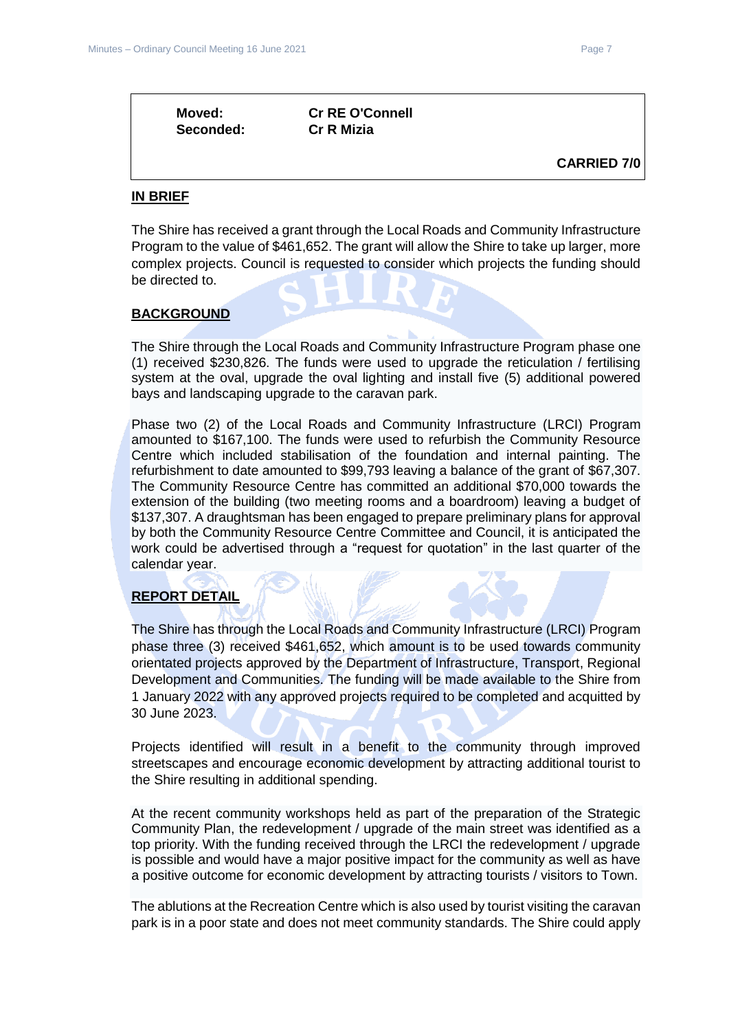| | | |
|---|---|---|
| **Moved:** | **Cr RE O'Connell** | |
| **Seconded:** | **Cr R Mizia** | |
| | | **CARRIED 7/0** |

**IN BRIEF**

The Shire has received a grant through the Local Roads and Community Infrastructure Program to the value of $461,652. The grant will allow the Shire to take up larger, more complex projects. Council is requested to consider which projects the funding should be directed to.

**BACKGROUND**

The Shire through the Local Roads and Community Infrastructure Program phase one (1) received $230,826. The funds were used to upgrade the reticulation / fertilising system at the oval, upgrade the oval lighting and install five (5) additional powered bays and landscaping upgrade to the caravan park.

Phase two (2) of the Local Roads and Community Infrastructure (LRCI) Program amounted to $167,100. The funds were used to refurbish the Community Resource Centre which included stabilisation of the foundation and internal painting. The refurbishment to date amounted to $99,793 leaving a balance of the grant of $67,307. The Community Resource Centre has committed an additional $70,000 towards the extension of the building (two meeting rooms and a boardroom) leaving a budget of $137,307. A draughtsman has been engaged to prepare preliminary plans for approval by both the Community Resource Centre Committee and Council, it is anticipated the work could be advertised through a "request for quotation" in the last quarter of the calendar year.

**REPORT DETAIL**

The Shire has through the Local Roads and Community Infrastructure (LRCI) Program phase three (3) received $461,652, which amount is to be used towards community orientated projects approved by the Department of Infrastructure, Transport, Regional Development and Communities. The funding will be made available to the Shire from 1 January 2022 with any approved projects required to be completed and acquitted by 30 June 2023.

Projects identified will result in a benefit to the community through improved streetscapes and encourage economic development by attracting additional tourist to the Shire resulting in additional spending.

At the recent community workshops held as part of the preparation of the Strategic Community Plan, the redevelopment / upgrade of the main street was identified as a top priority. With the funding received through the LRCI the redevelopment / upgrade is possible and would have a major positive impact for the community as well as have a positive outcome for economic development by attracting tourists / visitors to Town.

The ablutions at the Recreation Centre which is also used by tourist visiting the caravan park is in a poor state and does not meet community standards. The Shire could apply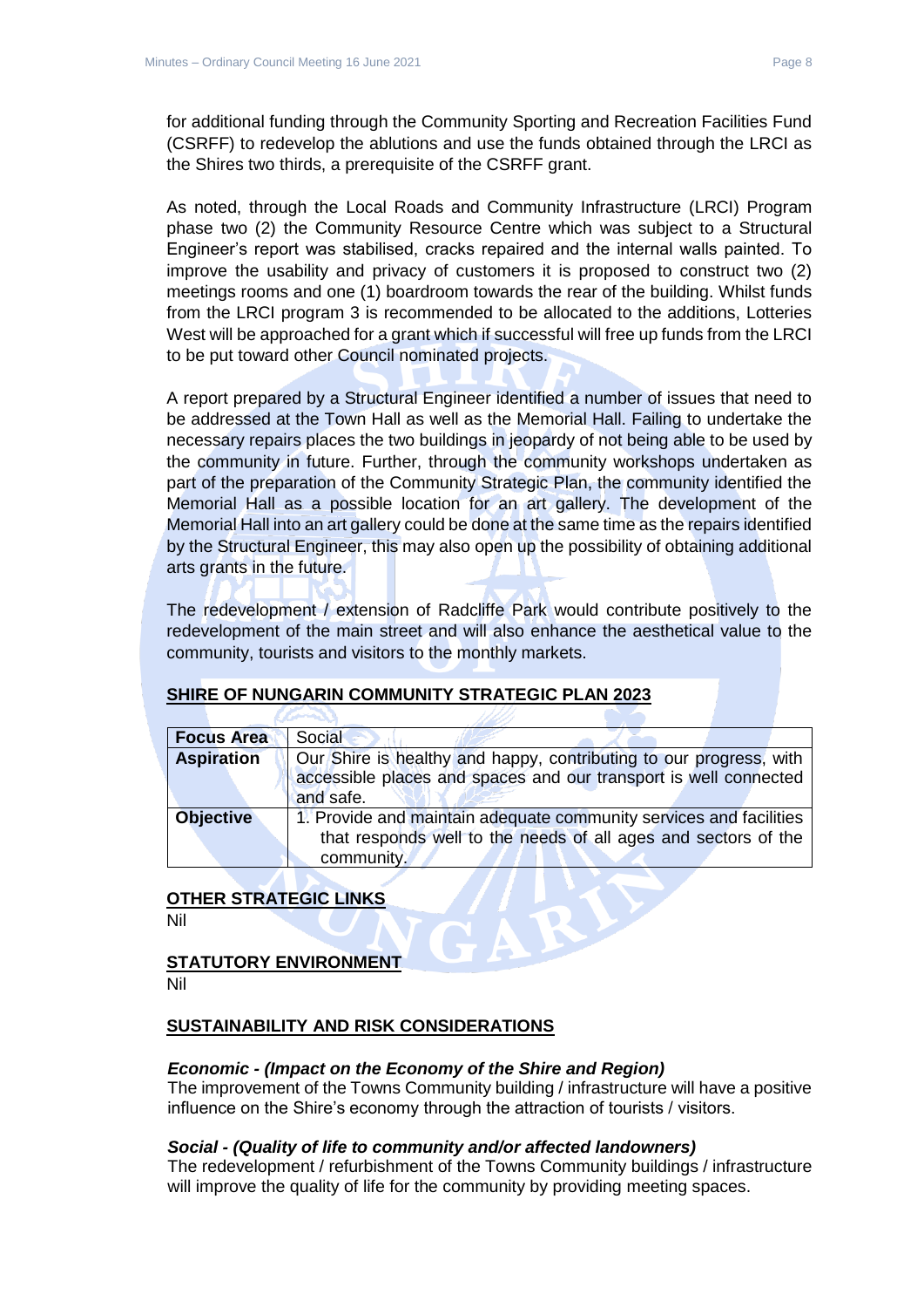for additional funding through the Community Sporting and Recreation Facilities Fund (CSRFF) to redevelop the ablutions and use the funds obtained through the LRCI as the Shires two thirds, a prerequisite of the CSRFF grant.

As noted, through the Local Roads and Community Infrastructure (LRCI) Program phase two (2) the Community Resource Centre which was subject to a Structural Engineer's report was stabilised, cracks repaired and the internal walls painted. To improve the usability and privacy of customers it is proposed to construct two (2) meetings rooms and one (1) boardroom towards the rear of the building. Whilst funds from the LRCI program 3 is recommended to be allocated to the additions, Lotteries West will be approached for a grant which if successful will free up funds from the LRCI to be put toward other Council nominated projects.

A report prepared by a Structural Engineer identified a number of issues that need to be addressed at the Town Hall as well as the Memorial Hall. Failing to undertake the necessary repairs places the two buildings in jeopardy of not being able to be used by the community in future. Further, through the community workshops undertaken as part of the preparation of the Community Strategic Plan, the community identified the Memorial Hall as a possible location for an art gallery. The development of the Memorial Hall into an art gallery could be done at the same time as the repairs identified by the Structural Engineer, this may also open up the possibility of obtaining additional arts grants in the future.

The redevelopment / extension of Radcliffe Park would contribute positively to the redevelopment of the main street and will also enhance the aesthetical value to the community, tourists and visitors to the monthly markets.

## SHIRE OF NUNGARIN COMMUNITY STRATEGIC PLAN 2023

| **Focus Area** | Social |
|---|---|
| **Aspiration** | Our Shire is healthy and happy, contributing to our progress, with accessible places and spaces and our transport is well connected and safe. |
| **Objective** | 1. Provide and maintain adequate community services and facilities that responds well to the needs of all ages and sectors of the community. |

## OTHER STRATEGIC LINKS

Nil

## STATUTORY ENVIRONMENT

Nil

## SUSTAINABILITY AND RISK CONSIDERATIONS

***Economic - (Impact on the Economy of the Shire and Region)***

The improvement of the Towns Community building / infrastructure will have a positive influence on the Shire's economy through the attraction of tourists / visitors.

***Social - (Quality of life to community and/or affected landowners)***

The redevelopment / refurbishment of the Towns Community buildings / infrastructure will improve the quality of life for the community by providing meeting spaces.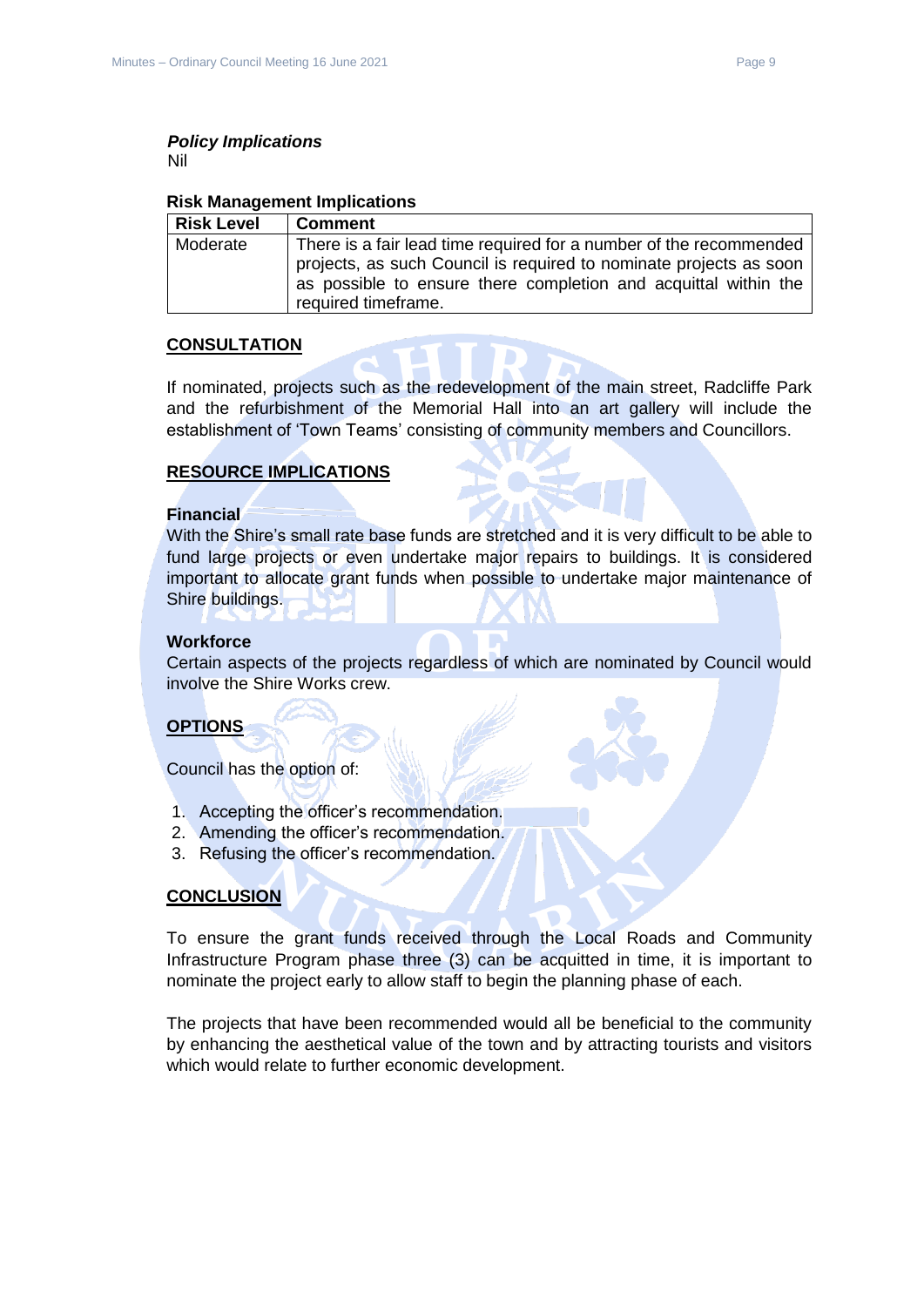***Policy Implications***

Nil

**Risk Management Implications**

| Risk Level | Comment |
|---|---|
| Moderate | There is a fair lead time required for a number of the recommended projects, as such Council is required to nominate projects as soon as possible to ensure there completion and acquittal within the required timeframe. |

## CONSULTATION

If nominated, projects such as the redevelopment of the main street, Radcliffe Park and the refurbishment of the Memorial Hall into an art gallery will include the establishment of 'Town Teams' consisting of community members and Councillors.

## RESOURCE IMPLICATIONS

**Financial**

With the Shire's small rate base funds are stretched and it is very difficult to be able to fund large projects or even undertake major repairs to buildings. It is considered important to allocate grant funds when possible to undertake major maintenance of Shire buildings.

**Workforce**

Certain aspects of the projects regardless of which are nominated by Council would involve the Shire Works crew.

## OPTIONS

Council has the option of:

1. Accepting the officer's recommendation.
2. Amending the officer's recommendation.
3. Refusing the officer's recommendation.

## CONCLUSION

To ensure the grant funds received through the Local Roads and Community Infrastructure Program phase three (3) can be acquitted in time, it is important to nominate the project early to allow staff to begin the planning phase of each.

The projects that have been recommended would all be beneficial to the community by enhancing the aesthetical value of the town and by attracting tourists and visitors which would relate to further economic development.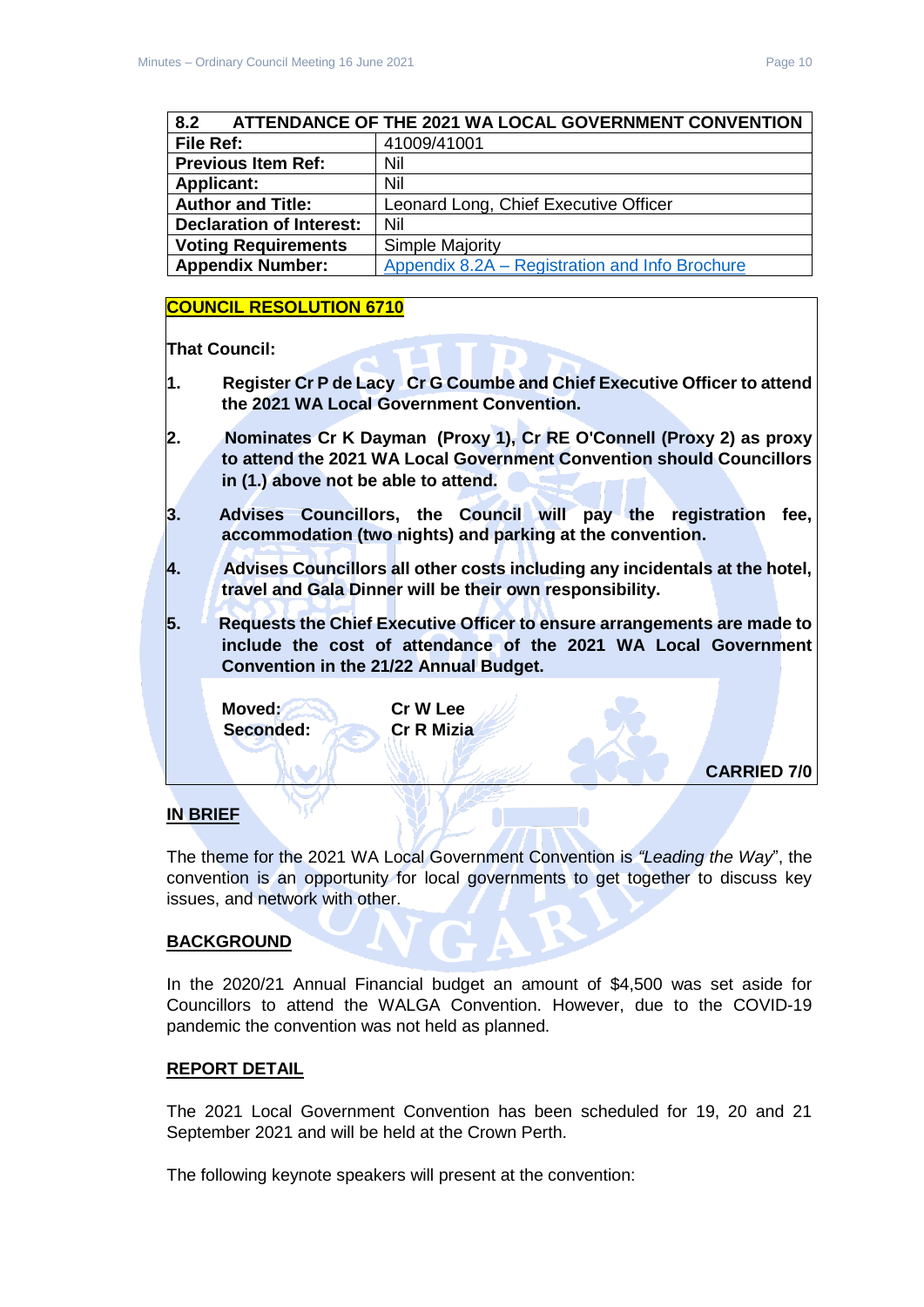| 8.2 ATTENDANCE OF THE 2021 WA LOCAL GOVERNMENT CONVENTION | |
|---|---|
| **File Ref:** | 41009/41001 |
| **Previous Item Ref:** | Nil |
| **Applicant:** | Nil |
| **Author and Title:** | Leonard Long, Chief Executive Officer |
| **Declaration of Interest:** | Nil |
| **Voting Requirements** | Simple Majority |
| **Appendix Number:** | Appendix 8.2A – Registration and Info Brochure |

**COUNCIL RESOLUTION 6710**

**That Council:**

**1. Register Cr P de Lacy Cr G Coumbe and Chief Executive Officer to attend the 2021 WA Local Government Convention.**

**2. Nominates Cr K Dayman (Proxy 1), Cr RE O'Connell (Proxy 2) as proxy to attend the 2021 WA Local Government Convention should Councillors in (1.) above not be able to attend.**

**3. Advises Councillors, the Council will pay the registration fee, accommodation (two nights) and parking at the convention.**

**4. Advises Councillors all other costs including any incidentals at the hotel, travel and Gala Dinner will be their own responsibility.**

**5. Requests the Chief Executive Officer to ensure arrangements are made to include the cost of attendance of the 2021 WA Local Government Convention in the 21/22 Annual Budget.**

**Moved:** Cr W Lee
**Seconded:** Cr R Mizia

**CARRIED 7/0**

## IN BRIEF

The theme for the 2021 WA Local Government Convention is *"Leading the Way"*, the convention is an opportunity for local governments to get together to discuss key issues, and network with other.

## BACKGROUND

In the 2020/21 Annual Financial budget an amount of $4,500 was set aside for Councillors to attend the WALGA Convention. However, due to the COVID-19 pandemic the convention was not held as planned.

## REPORT DETAIL

The 2021 Local Government Convention has been scheduled for 19, 20 and 21 September 2021 and will be held at the Crown Perth.

The following keynote speakers will present at the convention: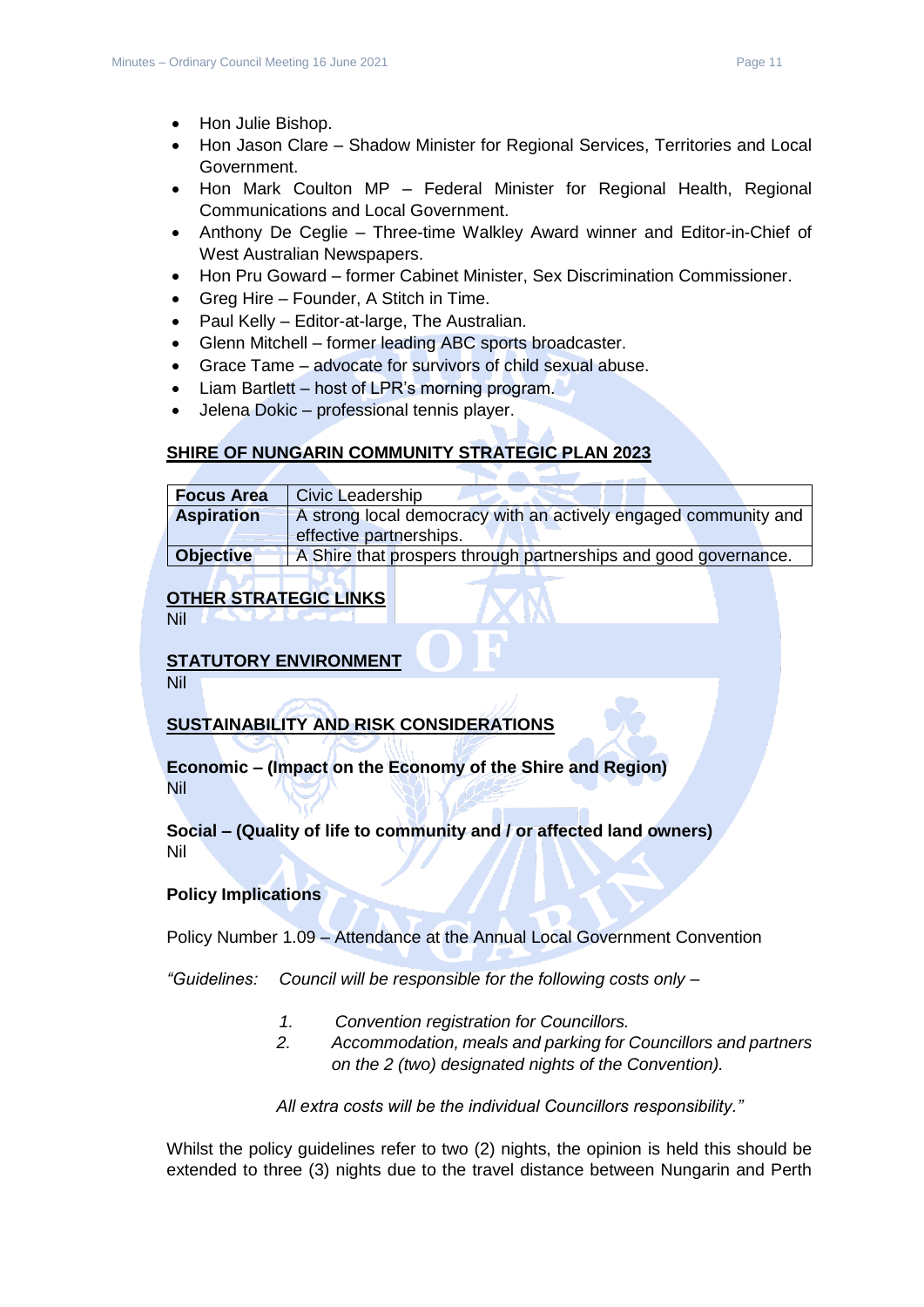- Hon Julie Bishop.
- Hon Jason Clare – Shadow Minister for Regional Services, Territories and Local Government.
- Hon Mark Coulton MP – Federal Minister for Regional Health, Regional Communications and Local Government.
- Anthony De Ceglie – Three-time Walkley Award winner and Editor-in-Chief of West Australian Newspapers.
- Hon Pru Goward – former Cabinet Minister, Sex Discrimination Commissioner.
- Greg Hire – Founder, A Stitch in Time.
- Paul Kelly – Editor-at-large, The Australian.
- Glenn Mitchell – former leading ABC sports broadcaster.
- Grace Tame – advocate for survivors of child sexual abuse.
- Liam Bartlett – host of LPR's morning program.
- Jelena Dokic – professional tennis player.

**SHIRE OF NUNGARIN COMMUNITY STRATEGIC PLAN 2023**

| **Focus Area** | Civic Leadership |
|---|---|
| **Aspiration** | A strong local democracy with an actively engaged community and effective partnerships. |
| **Objective** | A Shire that prospers through partnerships and good governance. |

**OTHER STRATEGIC LINKS**

Nil

**STATUTORY ENVIRONMENT**

Nil

**SUSTAINABILITY AND RISK CONSIDERATIONS**

**Economic – (Impact on the Economy of the Shire and Region)**

Nil

**Social – (Quality of life to community and / or affected land owners)**

Nil

**Policy Implications**

Policy Number 1.09 – Attendance at the Annual Local Government Convention

*"Guidelines: Council will be responsible for the following costs only –*

1. *Convention registration for Councillors.*
2. *Accommodation, meals and parking for Councillors and partners on the 2 (two) designated nights of the Convention).*

*All extra costs will be the individual Councillors responsibility."*

Whilst the policy guidelines refer to two (2) nights, the opinion is held this should be extended to three (3) nights due to the travel distance between Nungarin and Perth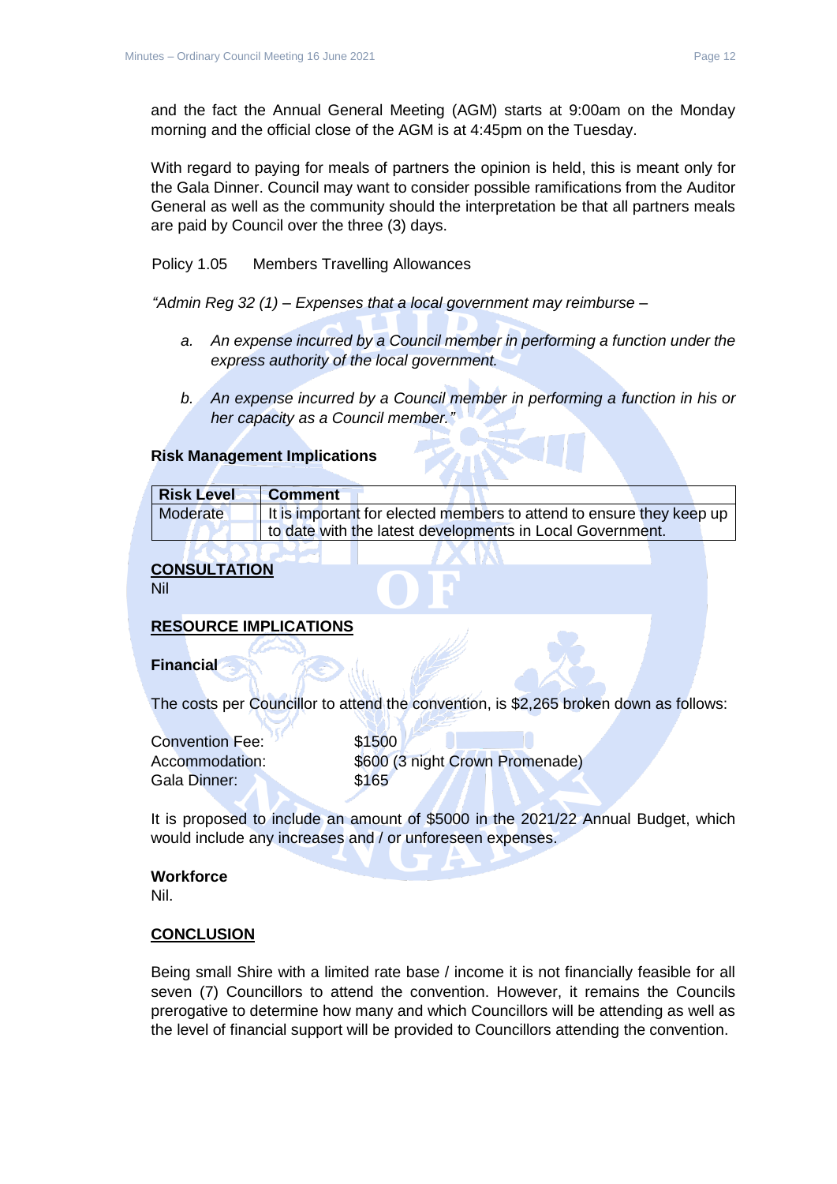and the fact the Annual General Meeting (AGM) starts at 9:00am on the Monday morning and the official close of the AGM is at 4:45pm on the Tuesday.

With regard to paying for meals of partners the opinion is held, this is meant only for the Gala Dinner. Council may want to consider possible ramifications from the Auditor General as well as the community should the interpretation be that all partners meals are paid by Council over the three (3) days.

Policy 1.05 Members Travelling Allowances

*"Admin Reg 32 (1) – Expenses that a local government may reimburse –*

*a. An expense incurred by a Council member in performing a function under the express authority of the local government.*

*b. An expense incurred by a Council member in performing a function in his or her capacity as a Council member."*

**Risk Management Implications**

| Risk Level | Comment |
|---|---|
| Moderate | It is important for elected members to attend to ensure they keep up to date with the latest developments in Local Government. |

**CONSULTATION**

Nil

**RESOURCE IMPLICATIONS**

**Financial**

The costs per Councillor to attend the convention, is $2,265 broken down as follows:

Convention Fee: $1500
Accommodation: $600 (3 night Crown Promenade)
Gala Dinner: $165

It is proposed to include an amount of $5000 in the 2021/22 Annual Budget, which would include any increases and / or unforeseen expenses.

**Workforce**

Nil.

**CONCLUSION**

Being small Shire with a limited rate base / income it is not financially feasible for all seven (7) Councillors to attend the convention. However, it remains the Councils prerogative to determine how many and which Councillors will be attending as well as the level of financial support will be provided to Councillors attending the convention.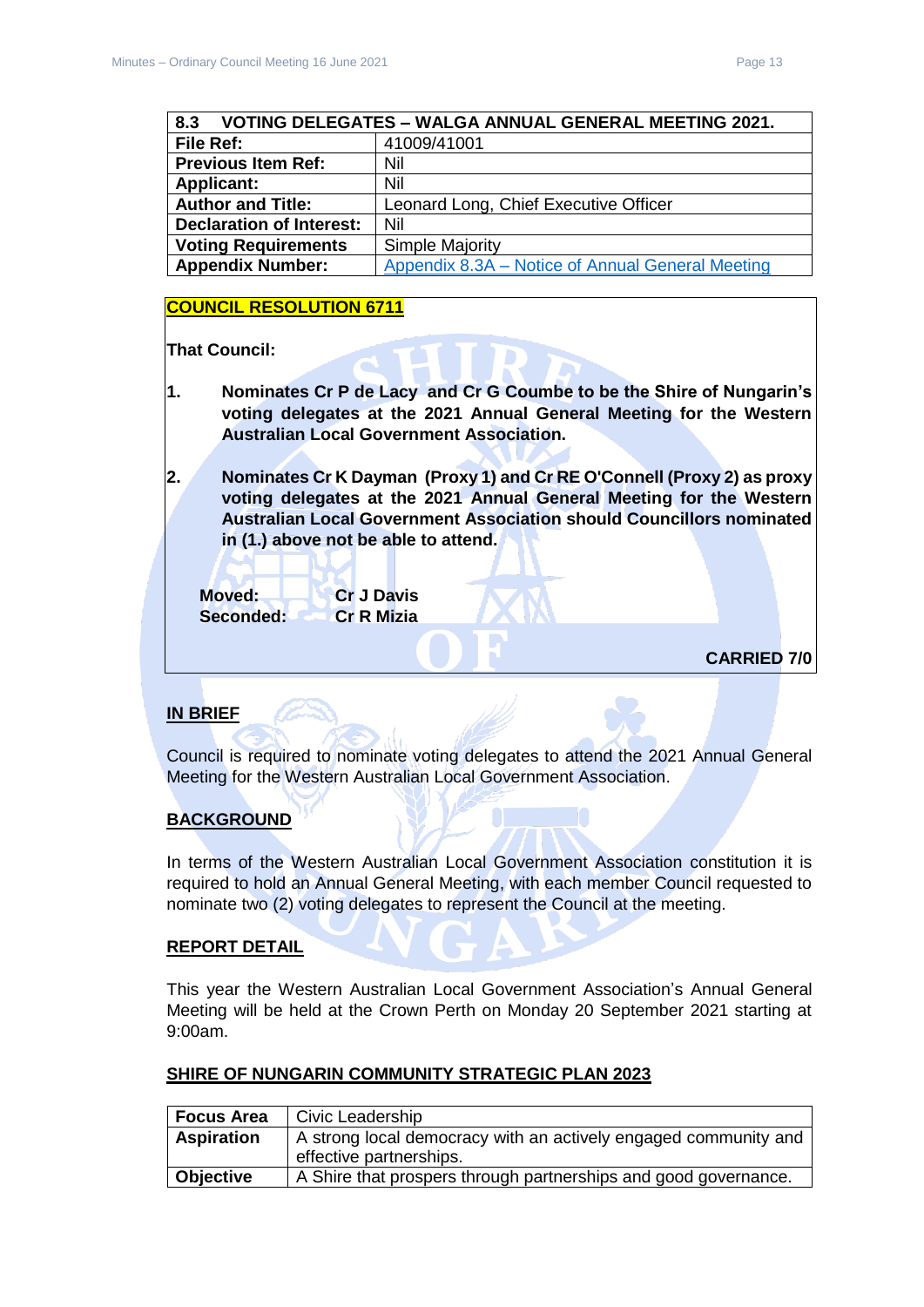| 8.3 VOTING DELEGATES – WALGA ANNUAL GENERAL MEETING 2021. | |
|---|---|
| **File Ref:** | 41009/41001 |
| **Previous Item Ref:** | Nil |
| **Applicant:** | Nil |
| **Author and Title:** | Leonard Long, Chief Executive Officer |
| **Declaration of Interest:** | Nil |
| **Voting Requirements** | Simple Majority |
| **Appendix Number:** | Appendix 8.3A – Notice of Annual General Meeting |

**COUNCIL RESOLUTION 6711**

**That Council:**

**1. Nominates Cr P de Lacy and Cr G Coumbe to be the Shire of Nungarin's voting delegates at the 2021 Annual General Meeting for the Western Australian Local Government Association.**

**2. Nominates Cr K Dayman (Proxy 1) and Cr RE O'Connell (Proxy 2) as proxy voting delegates at the 2021 Annual General Meeting for the Western Australian Local Government Association should Councillors nominated in (1.) above not be able to attend.**

**Moved:** **Cr J Davis**
**Seconded:** **Cr R Mizia**

**CARRIED 7/0**

**IN BRIEF**

Council is required to nominate voting delegates to attend the 2021 Annual General Meeting for the Western Australian Local Government Association.

**BACKGROUND**

In terms of the Western Australian Local Government Association constitution it is required to hold an Annual General Meeting, with each member Council requested to nominate two (2) voting delegates to represent the Council at the meeting.

**REPORT DETAIL**

This year the Western Australian Local Government Association's Annual General Meeting will be held at the Crown Perth on Monday 20 September 2021 starting at 9:00am.

**SHIRE OF NUNGARIN COMMUNITY STRATEGIC PLAN 2023**

| **Focus Area** | Civic Leadership |
|---|---|
| **Aspiration** | A strong local democracy with an actively engaged community and effective partnerships. |
| **Objective** | A Shire that prospers through partnerships and good governance. |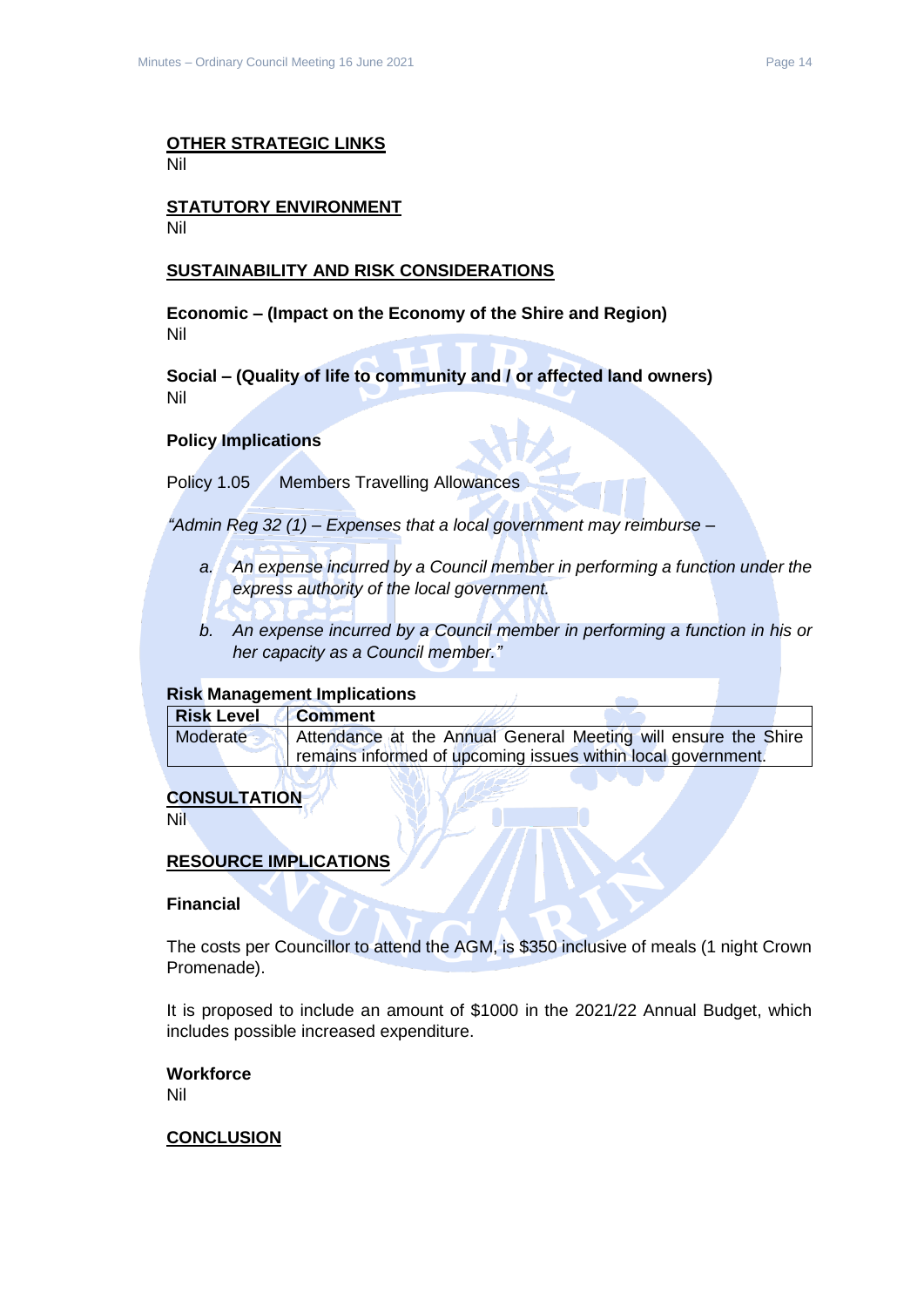## OTHER STRATEGIC LINKS

Nil

## STATUTORY ENVIRONMENT

Nil

## SUSTAINABILITY AND RISK CONSIDERATIONS

**Economic – (Impact on the Economy of the Shire and Region)**
Nil

**Social – (Quality of life to community and / or affected land owners)**
Nil

**Policy Implications**

Policy 1.05 Members Travelling Allowances

*"Admin Reg 32 (1) – Expenses that a local government may reimburse –*

*a. An expense incurred by a Council member in performing a function under the express authority of the local government.*

*b. An expense incurred by a Council member in performing a function in his or her capacity as a Council member."*

**Risk Management Implications**

| Risk Level | Comment |
| --- | --- |
| Moderate | Attendance at the Annual General Meeting will ensure the Shire remains informed of upcoming issues within local government. |

## CONSULTATION

Nil

## RESOURCE IMPLICATIONS

**Financial**

The costs per Councillor to attend the AGM, is $350 inclusive of meals (1 night Crown Promenade).

It is proposed to include an amount of $1000 in the 2021/22 Annual Budget, which includes possible increased expenditure.

**Workforce**
Nil

## CONCLUSION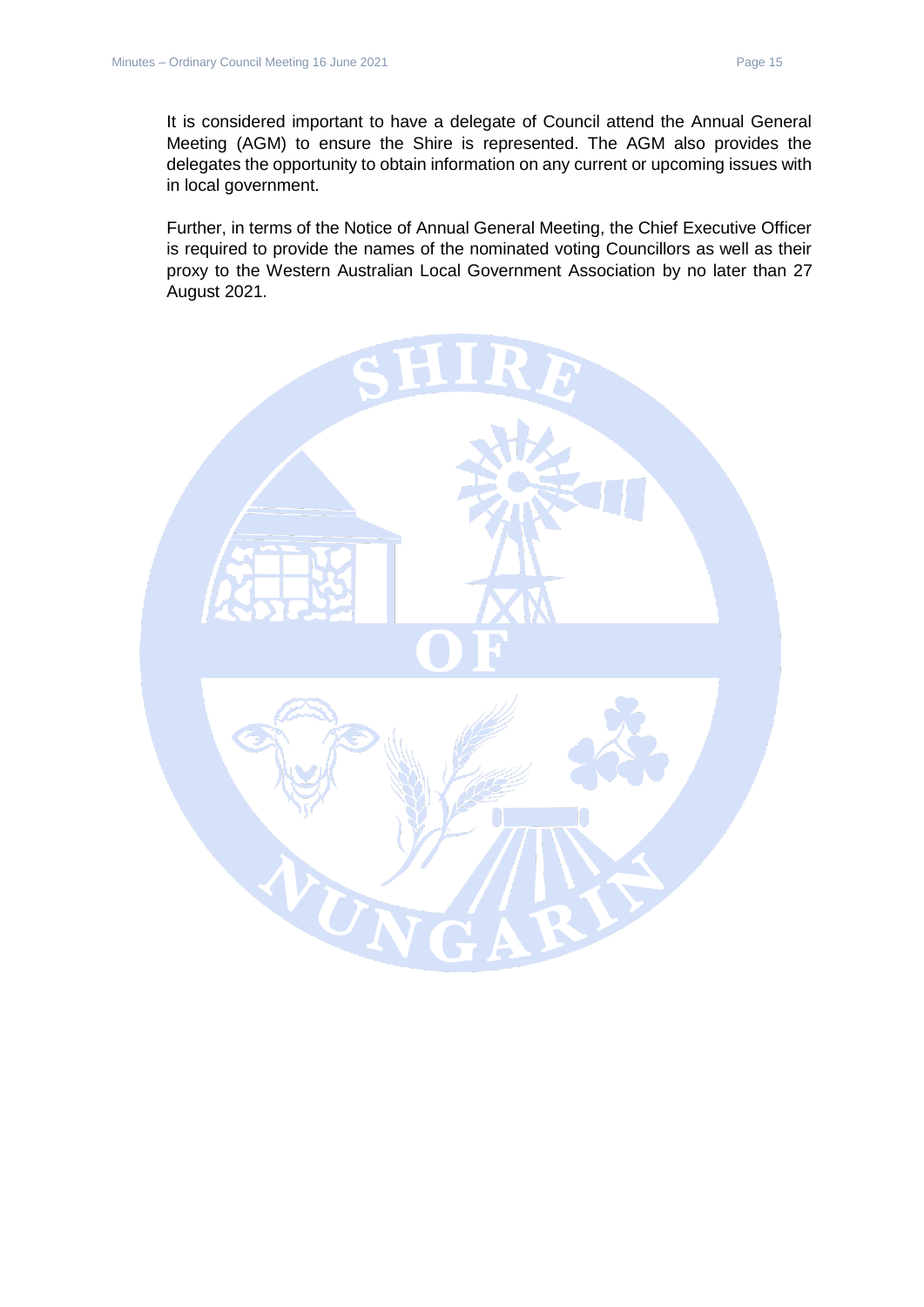It is considered important to have a delegate of Council attend the Annual General Meeting (AGM) to ensure the Shire is represented. The AGM also provides the delegates the opportunity to obtain information on any current or upcoming issues with in local government.

Further, in terms of the Notice of Annual General Meeting, the Chief Executive Officer is required to provide the names of the nominated voting Councillors as well as their proxy to the Western Australian Local Government Association by no later than 27 August 2021.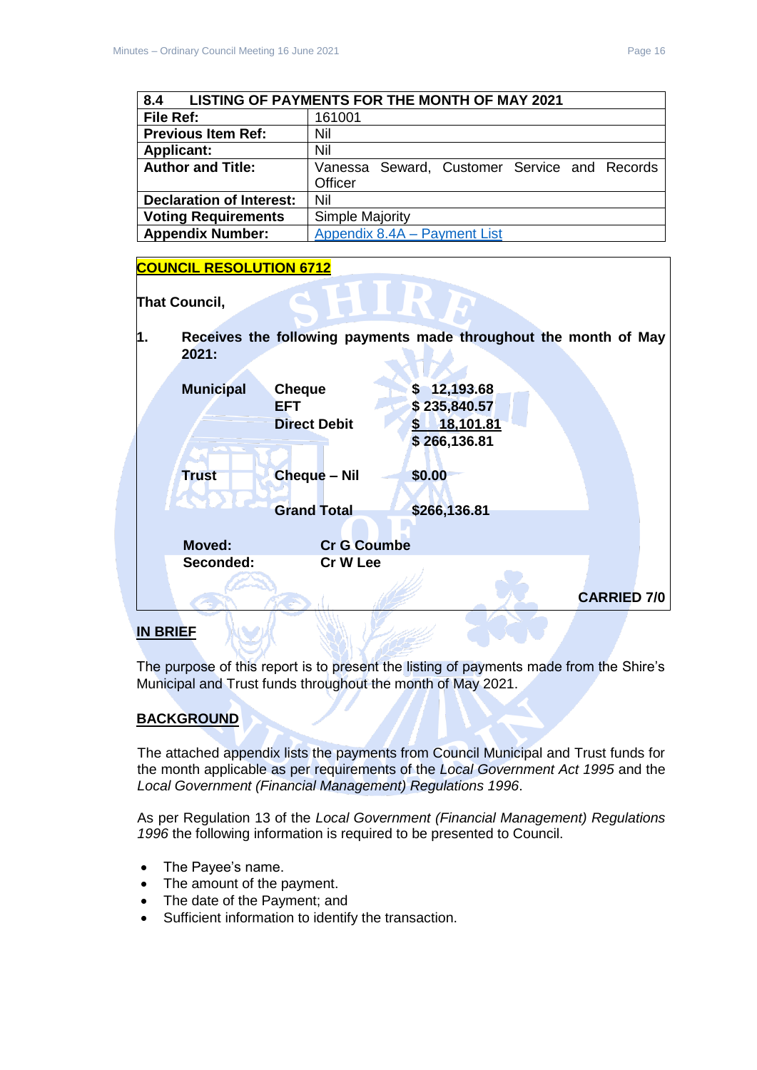| 8.4 LISTING OF PAYMENTS FOR THE MONTH OF MAY 2021 | |
|---|---|
| **File Ref:** | 161001 |
| **Previous Item Ref:** | Nil |
| **Applicant:** | Nil |
| **Author and Title:** | Vanessa Seward, Customer Service and Records Officer |
| **Declaration of Interest:** | Nil |
| **Voting Requirements** | Simple Majority |
| **Appendix Number:** | Appendix 8.4A – Payment List |

**COUNCIL RESOLUTION 6712**

**That Council,**

**1. Receives the following payments made throughout the month of May 2021:**

| | | |
|---|---|---|
| **Municipal** | **Cheque** | **$ 12,193.68** |
| | **EFT** | **$ 235,840.57** |
| | **Direct Debit** | **$ 18,101.81** |
| | | **$ 266,136.81** |
| **Trust** | **Cheque – Nil** | **$0.00** |
| | **Grand Total** | **$266,136.81** |

**Moved:** **Cr G Coumbe**
**Seconded:** **Cr W Lee**

**CARRIED 7/0**

**IN BRIEF**

The purpose of this report is to present the listing of payments made from the Shire's Municipal and Trust funds throughout the month of May 2021.

**BACKGROUND**

The attached appendix lists the payments from Council Municipal and Trust funds for the month applicable as per requirements of the *Local Government Act 1995* and the *Local Government (Financial Management) Regulations 1996*.

As per Regulation 13 of the *Local Government (Financial Management) Regulations 1996* the following information is required to be presented to Council.

- The Payee's name.
- The amount of the payment.
- The date of the Payment; and
- Sufficient information to identify the transaction.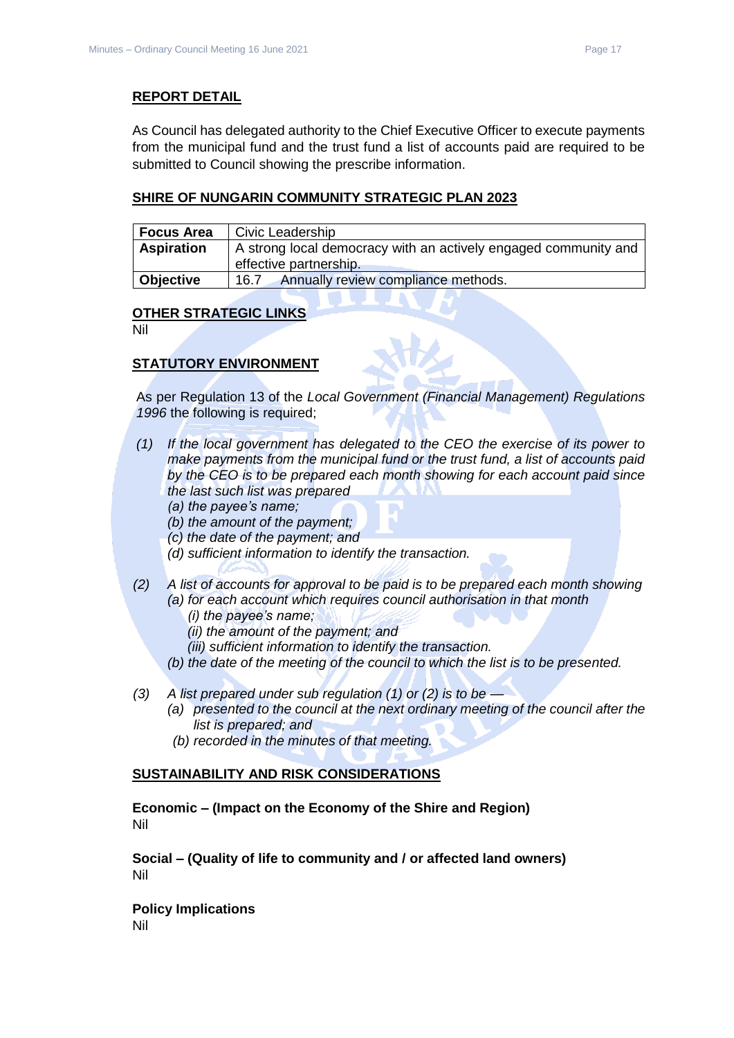## REPORT DETAIL

As Council has delegated authority to the Chief Executive Officer to execute payments from the municipal fund and the trust fund a list of accounts paid are required to be submitted to Council showing the prescribe information.

## SHIRE OF NUNGARIN COMMUNITY STRATEGIC PLAN 2023

| **Focus Area** | Civic Leadership |
|---|---|
| **Aspiration** | A strong local democracy with an actively engaged community and effective partnership. |
| **Objective** | 16.7 Annually review compliance methods. |

## OTHER STRATEGIC LINKS

Nil

## STATUTORY ENVIRONMENT

As per Regulation 13 of the *Local Government (Financial Management) Regulations 1996* the following is required;

*(1) If the local government has delegated to the CEO the exercise of its power to make payments from the municipal fund or the trust fund, a list of accounts paid by the CEO is to be prepared each month showing for each account paid since the last such list was prepared*

*(a) the payee's name;*
*(b) the amount of the payment;*
*(c) the date of the payment; and*
*(d) sufficient information to identify the transaction.*

*(2) A list of accounts for approval to be paid is to be prepared each month showing*

*(a) for each account which requires council authorisation in that month*

*(i) the payee's name;*
*(ii) the amount of the payment; and*
*(iii) sufficient information to identify the transaction.*

*(b) the date of the meeting of the council to which the list is to be presented.*

*(3) A list prepared under sub regulation (1) or (2) is to be —*

*(a) presented to the council at the next ordinary meeting of the council after the list is prepared; and*
*(b) recorded in the minutes of that meeting.*

## SUSTAINABILITY AND RISK CONSIDERATIONS

**Economic – (Impact on the Economy of the Shire and Region)**
Nil

**Social – (Quality of life to community and / or affected land owners)**
Nil

**Policy Implications**
Nil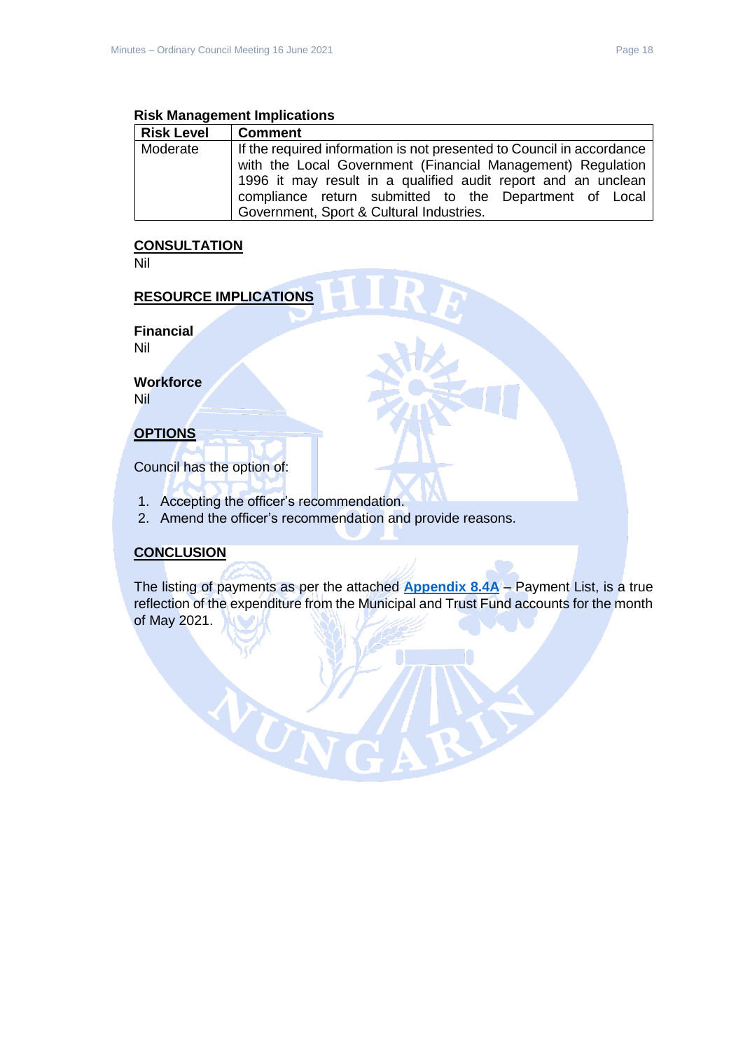**Risk Management Implications**

| Risk Level | Comment |
|---|---|
| Moderate | If the required information is not presented to Council in accordance with the Local Government (Financial Management) Regulation 1996 it may result in a qualified audit report and an unclean compliance return submitted to the Department of Local Government, Sport & Cultural Industries. |

**CONSULTATION**

Nil

**RESOURCE IMPLICATIONS**

**Financial**

Nil

**Workforce**

Nil

**OPTIONS**

Council has the option of:

1. Accepting the officer's recommendation.
2. Amend the officer's recommendation and provide reasons.

**CONCLUSION**

The listing of payments as per the attached **Appendix 8.4A** – Payment List, is a true reflection of the expenditure from the Municipal and Trust Fund accounts for the month of May 2021.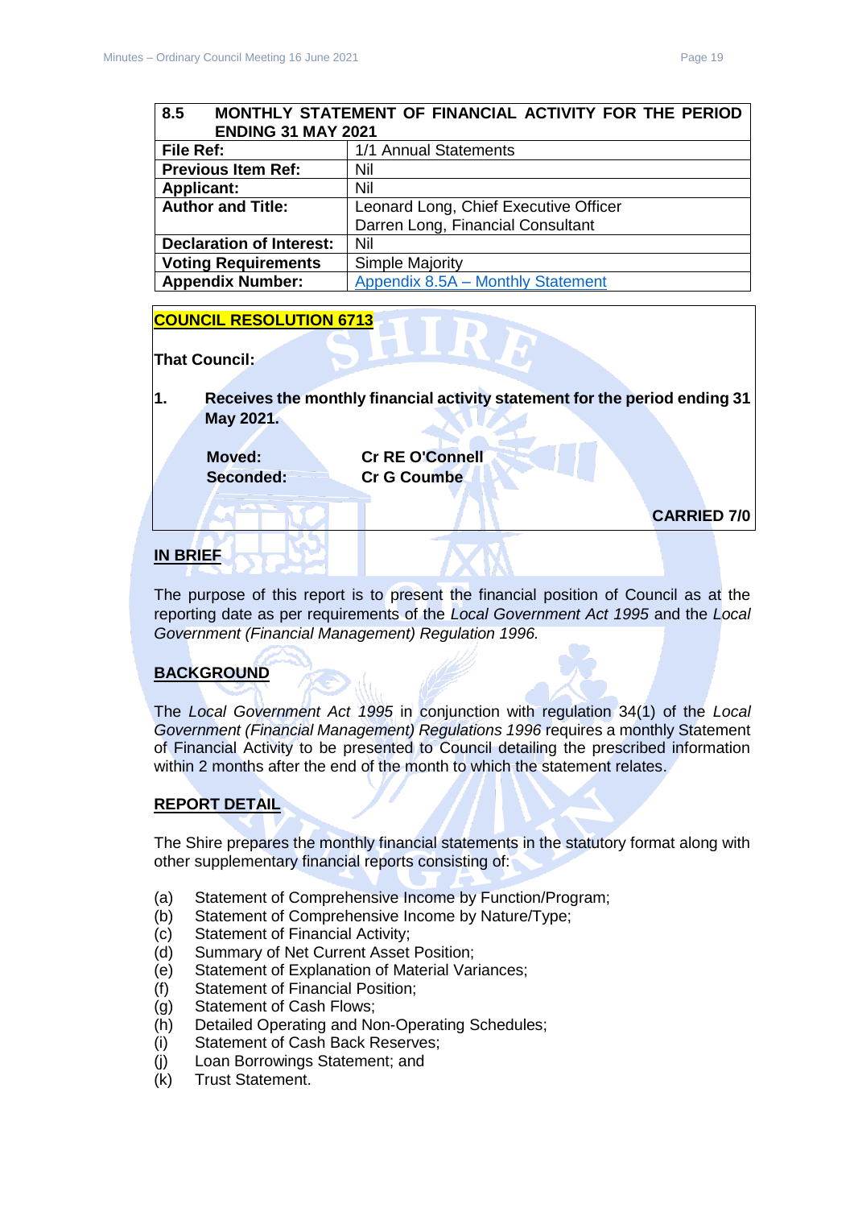| 8.5 MONTHLY STATEMENT OF FINANCIAL ACTIVITY FOR THE PERIOD ENDING 31 MAY 2021 | |
|---|---|
| **File Ref:** | 1/1 Annual Statements |
| **Previous Item Ref:** | Nil |
| **Applicant:** | Nil |
| **Author and Title:** | Leonard Long, Chief Executive Officer<br>Darren Long, Financial Consultant |
| **Declaration of Interest:** | Nil |
| **Voting Requirements** | Simple Majority |
| **Appendix Number:** | Appendix 8.5A – Monthly Statement |

**COUNCIL RESOLUTION 6713**

**That Council:**

**1. Receives the monthly financial activity statement for the period ending 31 May 2021.**

**Moved: Cr RE O'Connell**
**Seconded: Cr G Coumbe**

**CARRIED 7/0**

## IN BRIEF

The purpose of this report is to present the financial position of Council as at the reporting date as per requirements of the *Local Government Act 1995* and the *Local Government (Financial Management) Regulation 1996.*

## BACKGROUND

The *Local Government Act 1995* in conjunction with regulation 34(1) of the *Local Government (Financial Management) Regulations 1996* requires a monthly Statement of Financial Activity to be presented to Council detailing the prescribed information within 2 months after the end of the month to which the statement relates.

## REPORT DETAIL

The Shire prepares the monthly financial statements in the statutory format along with other supplementary financial reports consisting of:

(a) Statement of Comprehensive Income by Function/Program;
(b) Statement of Comprehensive Income by Nature/Type;
(c) Statement of Financial Activity;
(d) Summary of Net Current Asset Position;
(e) Statement of Explanation of Material Variances;
(f) Statement of Financial Position;
(g) Statement of Cash Flows;
(h) Detailed Operating and Non-Operating Schedules;
(i) Statement of Cash Back Reserves;
(j) Loan Borrowings Statement; and
(k) Trust Statement.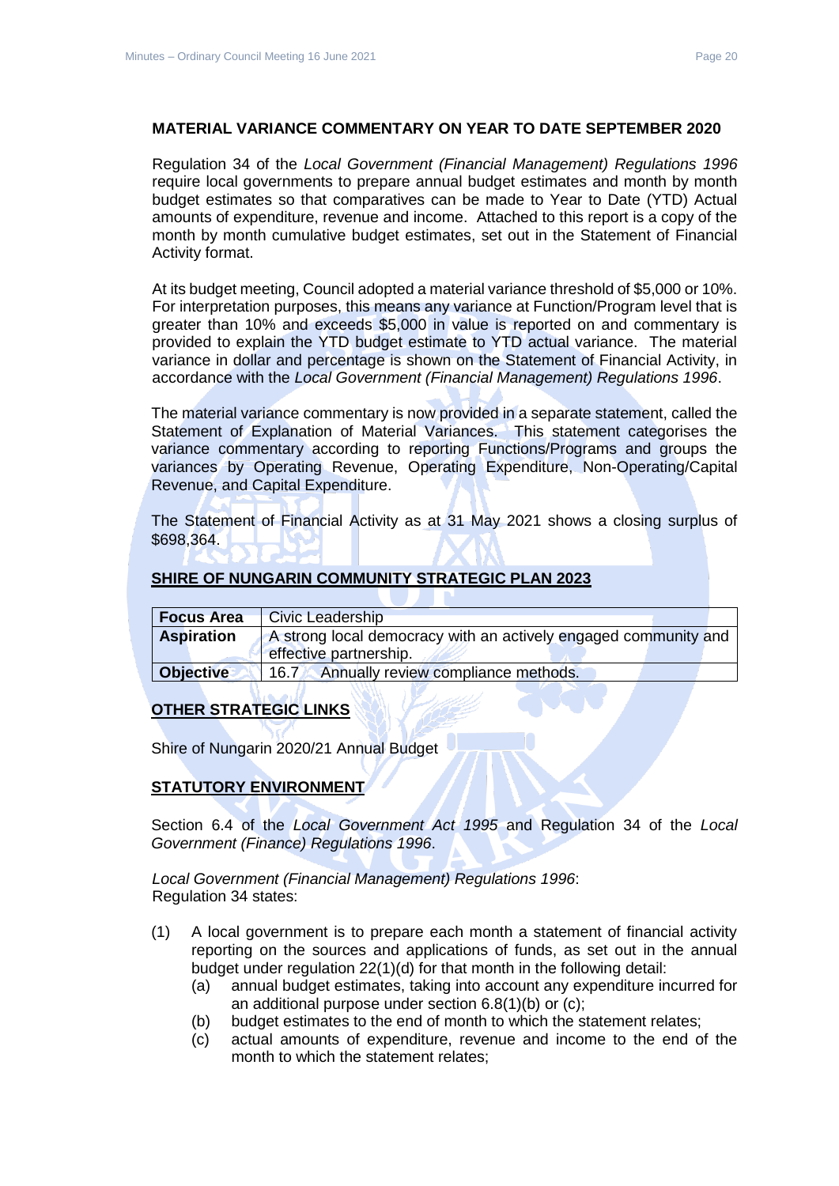## MATERIAL VARIANCE COMMENTARY ON YEAR TO DATE SEPTEMBER 2020

Regulation 34 of the *Local Government (Financial Management) Regulations 1996* require local governments to prepare annual budget estimates and month by month budget estimates so that comparatives can be made to Year to Date (YTD) Actual amounts of expenditure, revenue and income. Attached to this report is a copy of the month by month cumulative budget estimates, set out in the Statement of Financial Activity format.

At its budget meeting, Council adopted a material variance threshold of $5,000 or 10%. For interpretation purposes, this means any variance at Function/Program level that is greater than 10% and exceeds $5,000 in value is reported on and commentary is provided to explain the YTD budget estimate to YTD actual variance. The material variance in dollar and percentage is shown on the Statement of Financial Activity, in accordance with the *Local Government (Financial Management) Regulations 1996*.

The material variance commentary is now provided in a separate statement, called the Statement of Explanation of Material Variances. This statement categorises the variance commentary according to reporting Functions/Programs and groups the variances by Operating Revenue, Operating Expenditure, Non-Operating/Capital Revenue, and Capital Expenditure.

The Statement of Financial Activity as at 31 May 2021 shows a closing surplus of $698,364.

## SHIRE OF NUNGARIN COMMUNITY STRATEGIC PLAN 2023

| **Focus Area** | Civic Leadership |
|---|---|
| **Aspiration** | A strong local democracy with an actively engaged community and effective partnership. |
| **Objective** | 16.7 Annually review compliance methods. |

## OTHER STRATEGIC LINKS

Shire of Nungarin 2020/21 Annual Budget

## STATUTORY ENVIRONMENT

Section 6.4 of the *Local Government Act 1995* and Regulation 34 of the *Local Government (Finance) Regulations 1996*.

*Local Government (Financial Management) Regulations 1996*:
Regulation 34 states:

(1) A local government is to prepare each month a statement of financial activity reporting on the sources and applications of funds, as set out in the annual budget under regulation 22(1)(d) for that month in the following detail:
   (a) annual budget estimates, taking into account any expenditure incurred for an additional purpose under section 6.8(1)(b) or (c);
   (b) budget estimates to the end of month to which the statement relates;
   (c) actual amounts of expenditure, revenue and income to the end of the month to which the statement relates;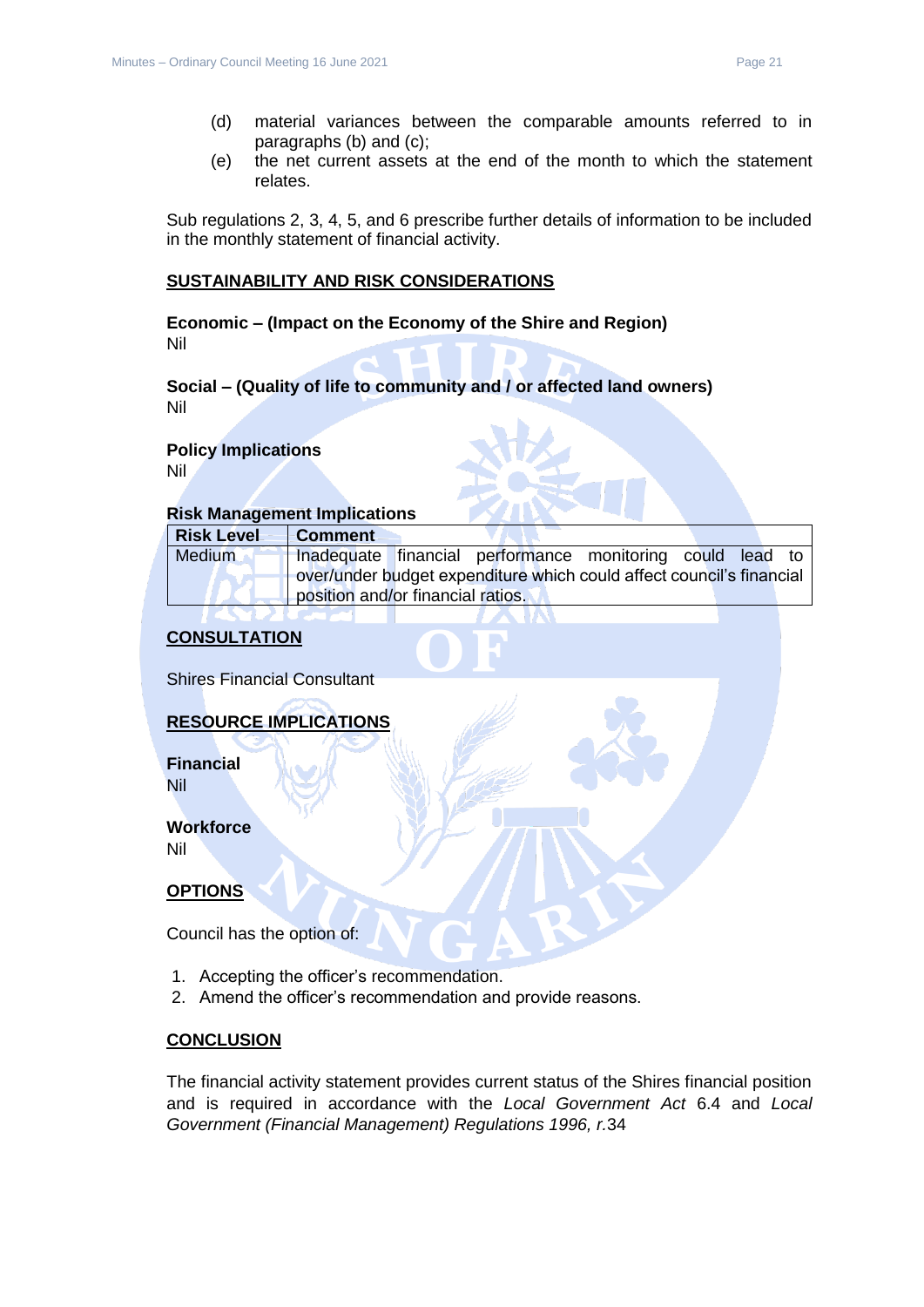(d) material variances between the comparable amounts referred to in paragraphs (b) and (c);

(e) the net current assets at the end of the month to which the statement relates.

Sub regulations 2, 3, 4, 5, and 6 prescribe further details of information to be included in the monthly statement of financial activity.

## SUSTAINABILITY AND RISK CONSIDERATIONS

**Economic – (Impact on the Economy of the Shire and Region)**
Nil

**Social – (Quality of life to community and / or affected land owners)**
Nil

**Policy Implications**
Nil

**Risk Management Implications**

| Risk Level | Comment |
|---|---|
| Medium | Inadequate financial performance monitoring could lead to over/under budget expenditure which could affect council's financial position and/or financial ratios. |

## CONSULTATION

Shires Financial Consultant

## RESOURCE IMPLICATIONS

**Financial**
Nil

**Workforce**
Nil

## OPTIONS

Council has the option of:

1. Accepting the officer's recommendation.
2. Amend the officer's recommendation and provide reasons.

## CONCLUSION

The financial activity statement provides current status of the Shires financial position and is required in accordance with the *Local Government Act* 6.4 and *Local Government (Financial Management) Regulations 1996, r.*34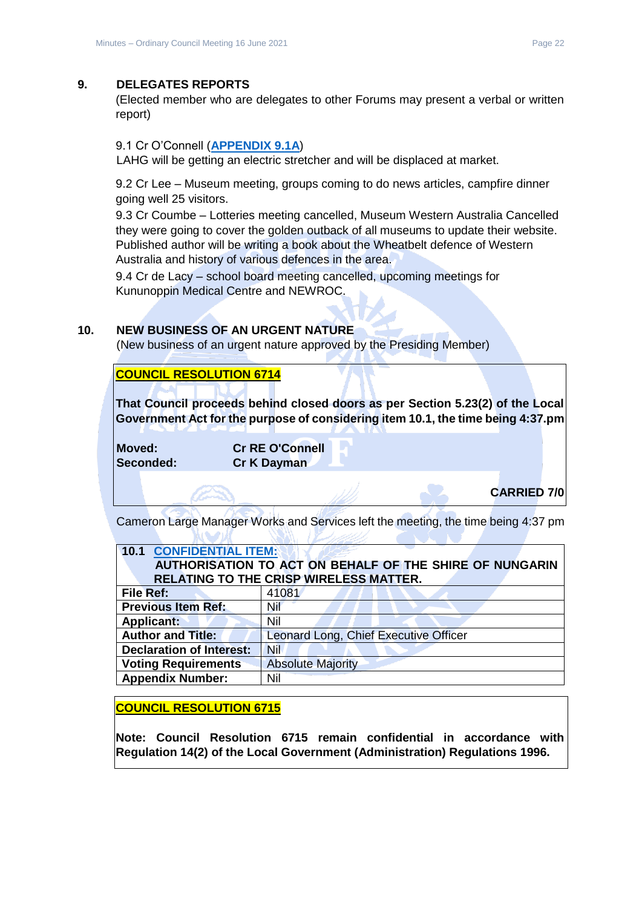## 9. DELEGATES REPORTS

(Elected member who are delegates to other Forums may present a verbal or written report)

9.1 Cr O'Connell (**APPENDIX 9.1A**)
LAHG will be getting an electric stretcher and will be displaced at market.

9.2 Cr Lee – Museum meeting, groups coming to do news articles, campfire dinner going well 25 visitors.

9.3 Cr Coumbe – Lotteries meeting cancelled, Museum Western Australia Cancelled they were going to cover the golden outback of all museums to update their website. Published author will be writing a book about the Wheatbelt defence of Western Australia and history of various defences in the area.

9.4 Cr de Lacy – school board meeting cancelled, upcoming meetings for Kununoppin Medical Centre and NEWROC.

## 10. NEW BUSINESS OF AN URGENT NATURE

(New business of an urgent nature approved by the Presiding Member)

**COUNCIL RESOLUTION 6714**

**That Council proceeds behind closed doors as per Section 5.23(2) of the Local Government Act for the purpose of considering item 10.1, the time being 4:37.pm**

**Moved:** **Cr RE O'Connell**
**Seconded:** **Cr K Dayman**

**CARRIED 7/0**

Cameron Large Manager Works and Services left the meeting, the time being 4:37 pm

| **10.1 CONFIDENTIAL ITEM: AUTHORISATION TO ACT ON BEHALF OF THE SHIRE OF NUNGARIN RELATING TO THE CRISP WIRELESS MATTER.** | |
|---|---|
| **File Ref:** | 41081 |
| **Previous Item Ref:** | Nil |
| **Applicant:** | Nil |
| **Author and Title:** | Leonard Long, Chief Executive Officer |
| **Declaration of Interest:** | Nil |
| **Voting Requirements** | Absolute Majority |
| **Appendix Number:** | Nil |

**COUNCIL RESOLUTION 6715**

**Note: Council Resolution 6715 remain confidential in accordance with Regulation 14(2) of the Local Government (Administration) Regulations 1996.**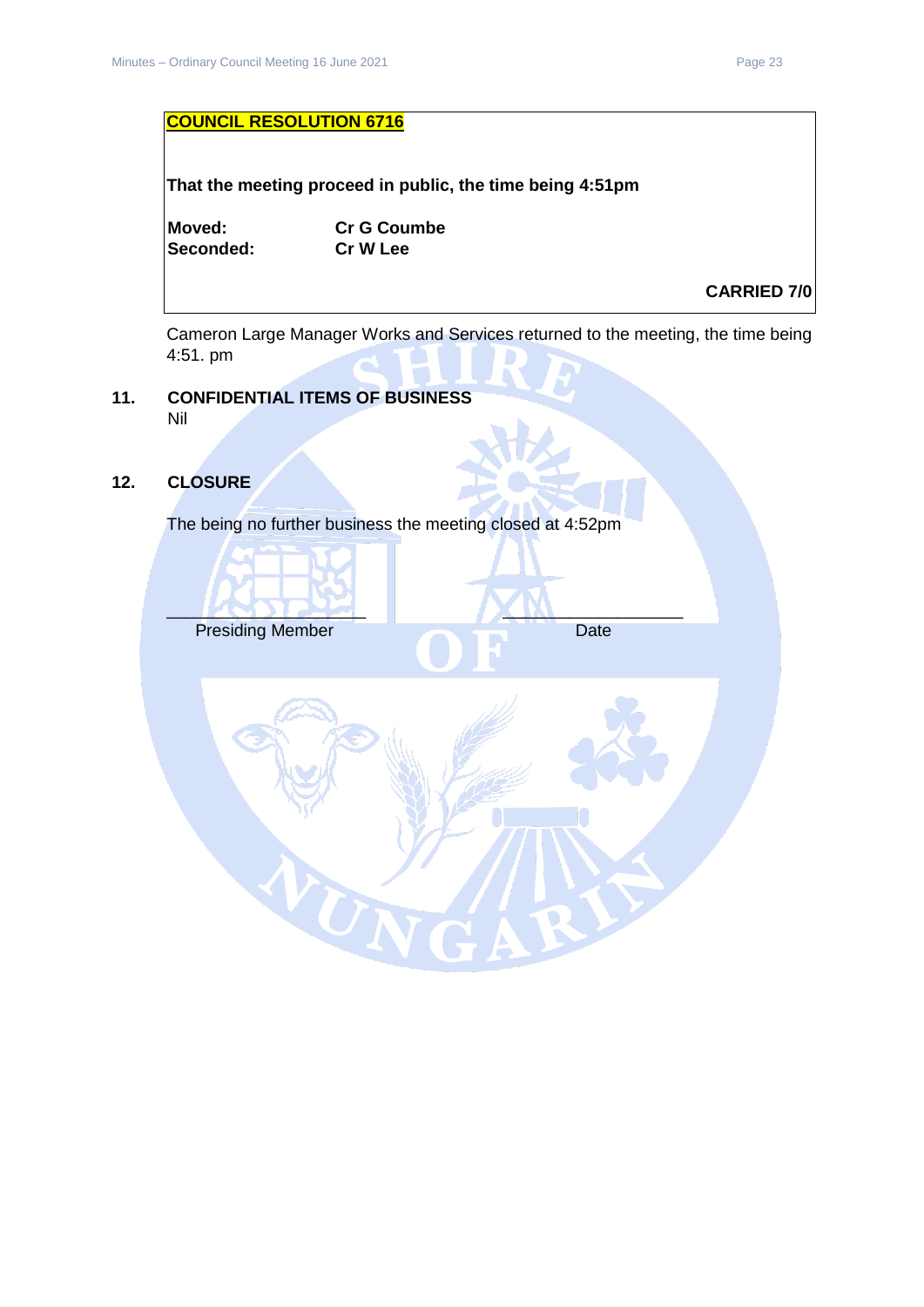**COUNCIL RESOLUTION 6716**

**That the meeting proceed in public, the time being 4:51pm**

**Moved:** Cr G Coumbe
**Seconded:** Cr W Lee

**CARRIED 7/0**

Cameron Large Manager Works and Services returned to the meeting, the time being 4:51. pm

## 11. CONFIDENTIAL ITEMS OF BUSINESS

Nil

## 12. CLOSURE

The being no further business the meeting closed at 4:52pm

\_\_\_\_\_\_\_\_\_\_\_\_\_\_\_\_\_\_\_\_ \_\_\_\_\_\_\_\_\_\_\_\_\_\_\_\_\_\_\_\_

Presiding Member Date